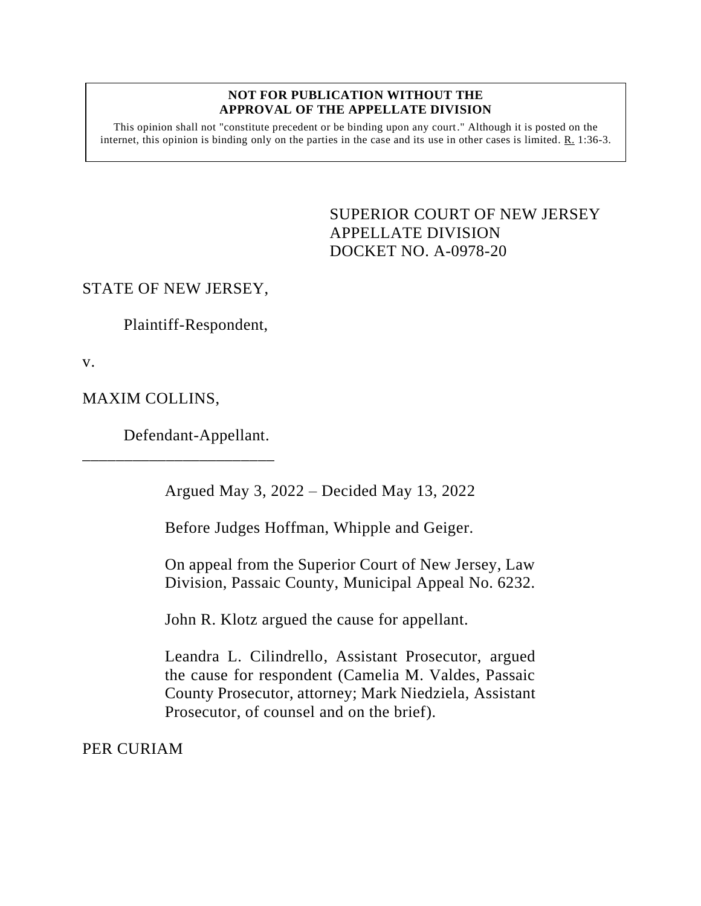**NOT FOR PUBLICATION WITHOUT THE APPROVAL OF THE APPELLATE DIVISION**

This opinion shall not "constitute precedent or be binding upon any court." Although it is posted on the internet, this opinion is binding only on the parties in the case and its use in other cases is limited. R. 1:36-3.

SUPERIOR COURT OF NEW JERSEY
APPELLATE DIVISION
DOCKET NO. A-0978-20

STATE OF NEW JERSEY,

Plaintiff-Respondent,

v.

MAXIM COLLINS,

Defendant-Appellant.

_______________________

Argued May 3, 2022 – Decided May 13, 2022

Before Judges Hoffman, Whipple and Geiger.

On appeal from the Superior Court of New Jersey, Law Division, Passaic County, Municipal Appeal No. 6232.

John R. Klotz argued the cause for appellant.

Leandra L. Cilindrello, Assistant Prosecutor, argued the cause for respondent (Camelia M. Valdes, Passaic County Prosecutor, attorney; Mark Niedziela, Assistant Prosecutor, of counsel and on the brief).

PER CURIAM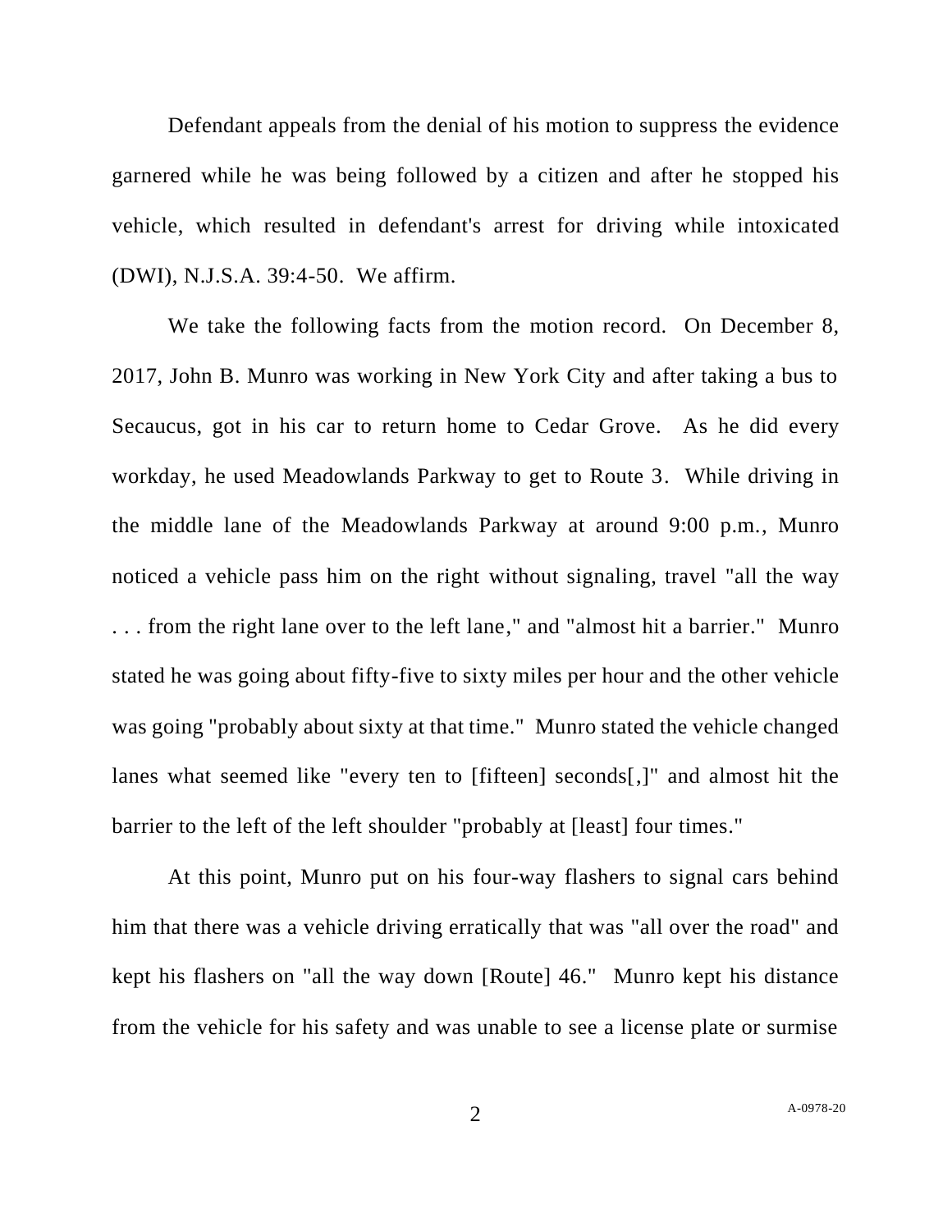Defendant appeals from the denial of his motion to suppress the evidence garnered while he was being followed by a citizen and after he stopped his vehicle, which resulted in defendant's arrest for driving while intoxicated (DWI), N.J.S.A. 39:4-50. We affirm.

We take the following facts from the motion record. On December 8, 2017, John B. Munro was working in New York City and after taking a bus to Secaucus, got in his car to return home to Cedar Grove. As he did every workday, he used Meadowlands Parkway to get to Route 3. While driving in the middle lane of the Meadowlands Parkway at around 9:00 p.m., Munro noticed a vehicle pass him on the right without signaling, travel "all the way . . . from the right lane over to the left lane," and "almost hit a barrier." Munro stated he was going about fifty-five to sixty miles per hour and the other vehicle was going "probably about sixty at that time." Munro stated the vehicle changed lanes what seemed like "every ten to [fifteen] seconds[,]" and almost hit the barrier to the left of the left shoulder "probably at [least] four times."

At this point, Munro put on his four-way flashers to signal cars behind him that there was a vehicle driving erratically that was "all over the road" and kept his flashers on "all the way down [Route] 46." Munro kept his distance from the vehicle for his safety and was unable to see a license plate or surmise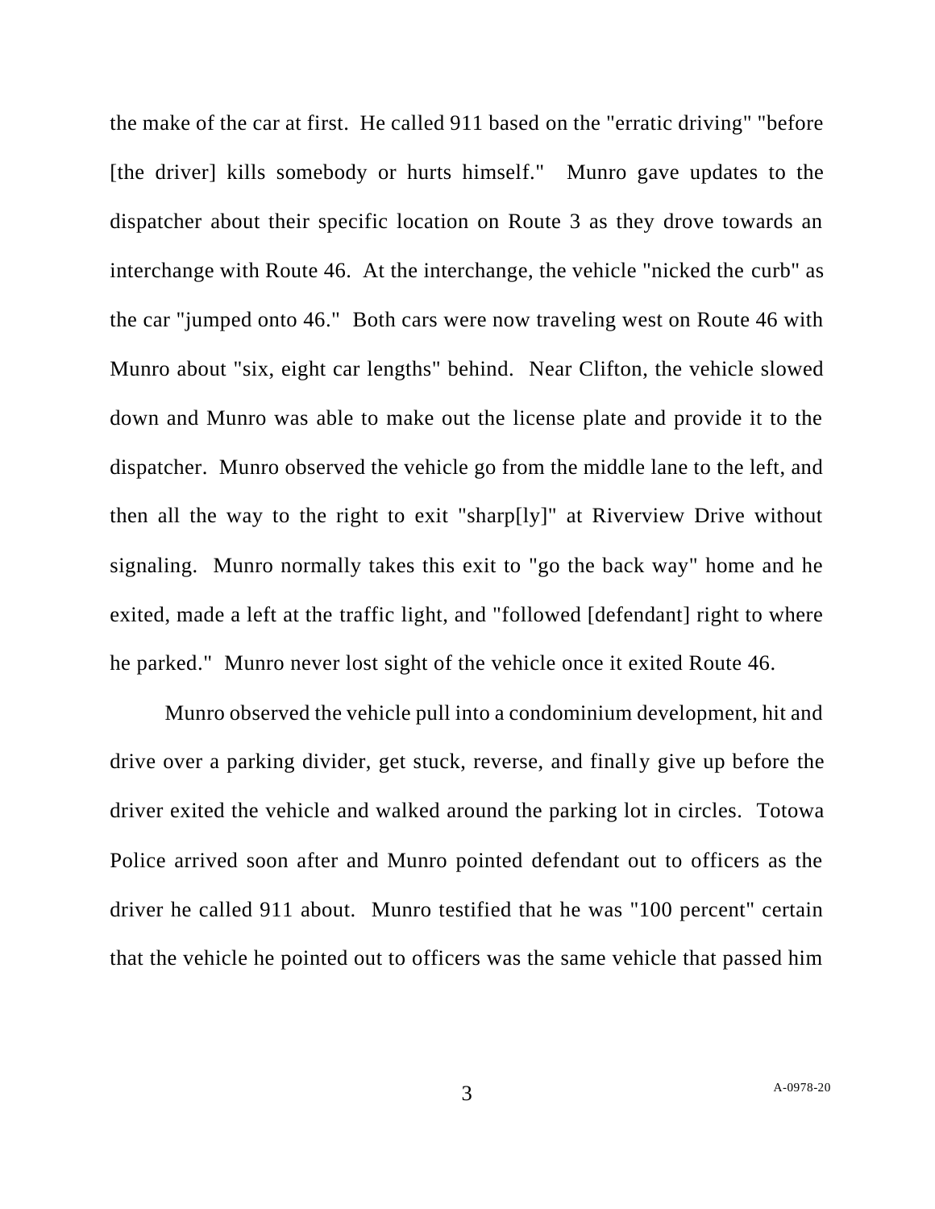the make of the car at first. He called 911 based on the "erratic driving" "before [the driver] kills somebody or hurts himself." Munro gave updates to the dispatcher about their specific location on Route 3 as they drove towards an interchange with Route 46. At the interchange, the vehicle "nicked the curb" as the car "jumped onto 46." Both cars were now traveling west on Route 46 with Munro about "six, eight car lengths" behind. Near Clifton, the vehicle slowed down and Munro was able to make out the license plate and provide it to the dispatcher. Munro observed the vehicle go from the middle lane to the left, and then all the way to the right to exit "sharp[ly]" at Riverview Drive without signaling. Munro normally takes this exit to "go the back way" home and he exited, made a left at the traffic light, and "followed [defendant] right to where he parked." Munro never lost sight of the vehicle once it exited Route 46.

Munro observed the vehicle pull into a condominium development, hit and drive over a parking divider, get stuck, reverse, and finally give up before the driver exited the vehicle and walked around the parking lot in circles. Totowa Police arrived soon after and Munro pointed defendant out to officers as the driver he called 911 about. Munro testified that he was "100 percent" certain that the vehicle he pointed out to officers was the same vehicle that passed him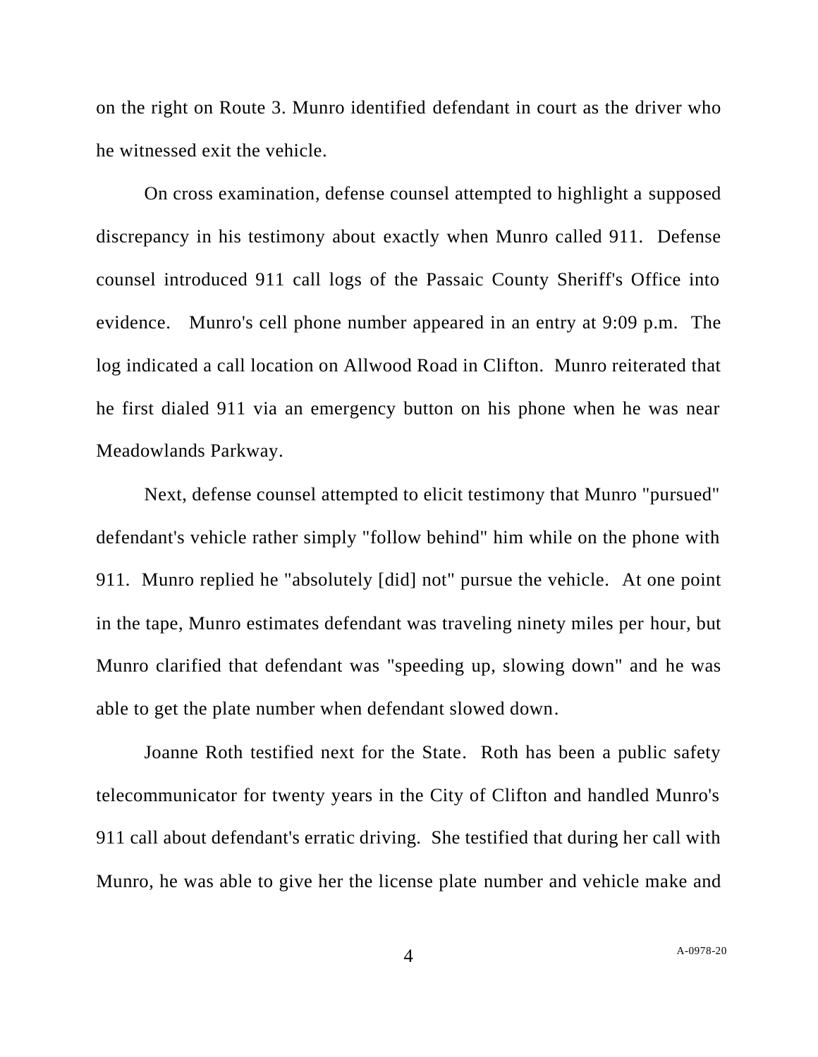on the right on Route 3. Munro identified defendant in court as the driver who he witnessed exit the vehicle.

On cross examination, defense counsel attempted to highlight a supposed discrepancy in his testimony about exactly when Munro called 911. Defense counsel introduced 911 call logs of the Passaic County Sheriff's Office into evidence. Munro's cell phone number appeared in an entry at 9:09 p.m. The log indicated a call location on Allwood Road in Clifton. Munro reiterated that he first dialed 911 via an emergency button on his phone when he was near Meadowlands Parkway.

Next, defense counsel attempted to elicit testimony that Munro "pursued" defendant's vehicle rather simply "follow behind" him while on the phone with 911. Munro replied he "absolutely [did] not" pursue the vehicle. At one point in the tape, Munro estimates defendant was traveling ninety miles per hour, but Munro clarified that defendant was "speeding up, slowing down" and he was able to get the plate number when defendant slowed down.

Joanne Roth testified next for the State. Roth has been a public safety telecommunicator for twenty years in the City of Clifton and handled Munro's 911 call about defendant's erratic driving. She testified that during her call with Munro, he was able to give her the license plate number and vehicle make and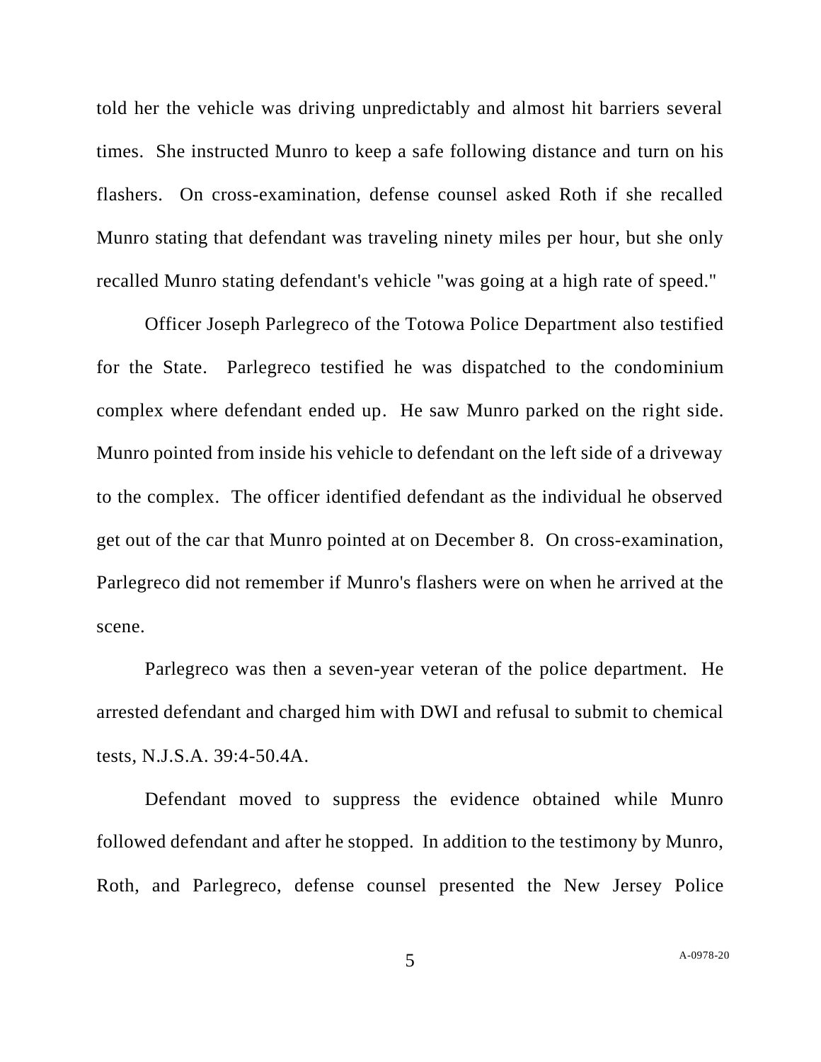told her the vehicle was driving unpredictably and almost hit barriers several times. She instructed Munro to keep a safe following distance and turn on his flashers. On cross-examination, defense counsel asked Roth if she recalled Munro stating that defendant was traveling ninety miles per hour, but she only recalled Munro stating defendant's vehicle "was going at a high rate of speed."

Officer Joseph Parlegreco of the Totowa Police Department also testified for the State. Parlegreco testified he was dispatched to the condominium complex where defendant ended up. He saw Munro parked on the right side. Munro pointed from inside his vehicle to defendant on the left side of a driveway to the complex. The officer identified defendant as the individual he observed get out of the car that Munro pointed at on December 8. On cross-examination, Parlegreco did not remember if Munro's flashers were on when he arrived at the scene.

Parlegreco was then a seven-year veteran of the police department. He arrested defendant and charged him with DWI and refusal to submit to chemical tests, N.J.S.A. 39:4-50.4A.

Defendant moved to suppress the evidence obtained while Munro followed defendant and after he stopped. In addition to the testimony by Munro, Roth, and Parlegreco, defense counsel presented the New Jersey Police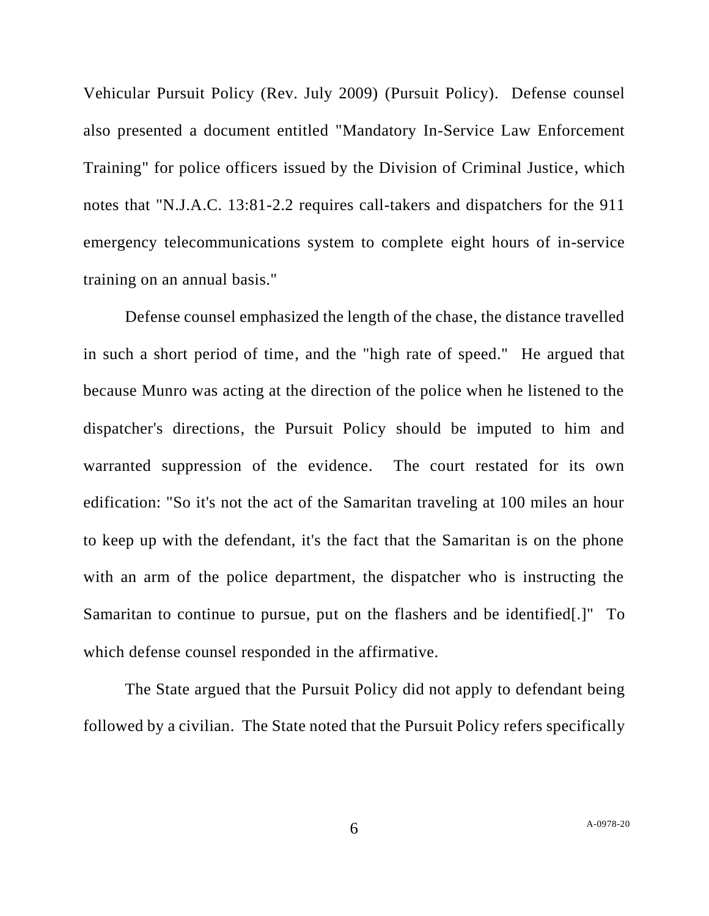Vehicular Pursuit Policy (Rev. July 2009) (Pursuit Policy). Defense counsel also presented a document entitled "Mandatory In-Service Law Enforcement Training" for police officers issued by the Division of Criminal Justice, which notes that "N.J.A.C. 13:81-2.2 requires call-takers and dispatchers for the 911 emergency telecommunications system to complete eight hours of in-service training on an annual basis."

Defense counsel emphasized the length of the chase, the distance travelled in such a short period of time, and the "high rate of speed." He argued that because Munro was acting at the direction of the police when he listened to the dispatcher's directions, the Pursuit Policy should be imputed to him and warranted suppression of the evidence. The court restated for its own edification: "So it's not the act of the Samaritan traveling at 100 miles an hour to keep up with the defendant, it's the fact that the Samaritan is on the phone with an arm of the police department, the dispatcher who is instructing the Samaritan to continue to pursue, put on the flashers and be identified[.]" To which defense counsel responded in the affirmative.

The State argued that the Pursuit Policy did not apply to defendant being followed by a civilian. The State noted that the Pursuit Policy refers specifically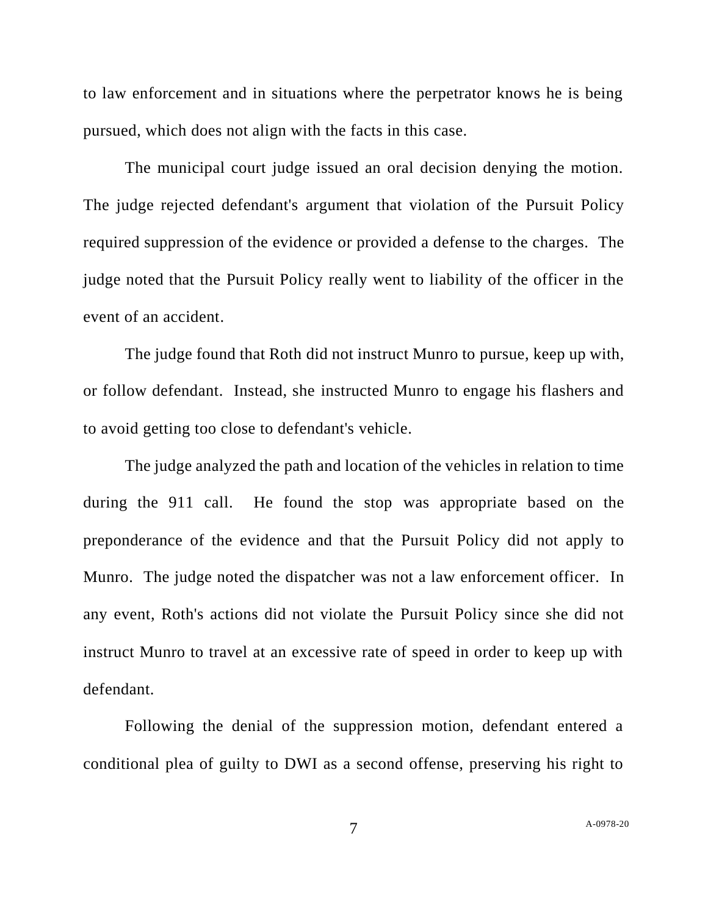to law enforcement and in situations where the perpetrator knows he is being pursued, which does not align with the facts in this case.

The municipal court judge issued an oral decision denying the motion. The judge rejected defendant's argument that violation of the Pursuit Policy required suppression of the evidence or provided a defense to the charges. The judge noted that the Pursuit Policy really went to liability of the officer in the event of an accident.

The judge found that Roth did not instruct Munro to pursue, keep up with, or follow defendant. Instead, she instructed Munro to engage his flashers and to avoid getting too close to defendant's vehicle.

The judge analyzed the path and location of the vehicles in relation to time during the 911 call. He found the stop was appropriate based on the preponderance of the evidence and that the Pursuit Policy did not apply to Munro. The judge noted the dispatcher was not a law enforcement officer. In any event, Roth's actions did not violate the Pursuit Policy since she did not instruct Munro to travel at an excessive rate of speed in order to keep up with defendant.

Following the denial of the suppression motion, defendant entered a conditional plea of guilty to DWI as a second offense, preserving his right to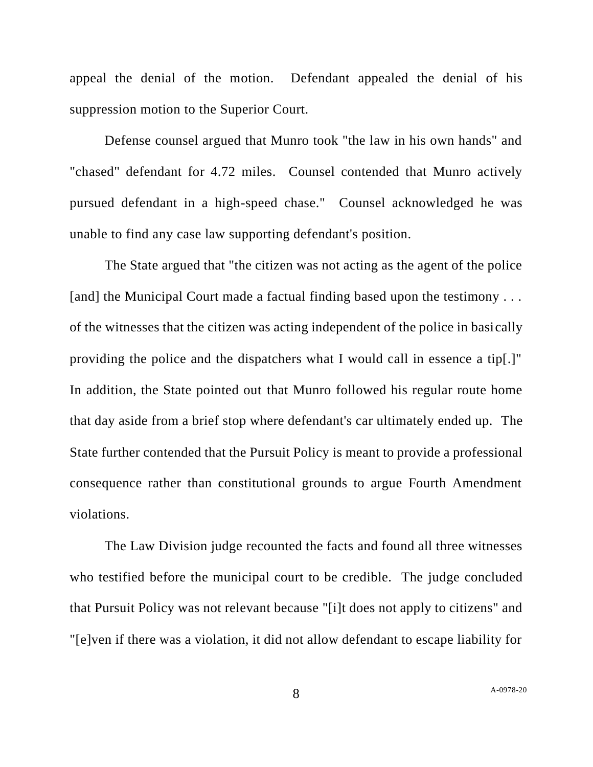appeal the denial of the motion. Defendant appealed the denial of his suppression motion to the Superior Court.

Defense counsel argued that Munro took "the law in his own hands" and "chased" defendant for 4.72 miles. Counsel contended that Munro actively pursued defendant in a high-speed chase." Counsel acknowledged he was unable to find any case law supporting defendant's position.

The State argued that "the citizen was not acting as the agent of the police [and] the Municipal Court made a factual finding based upon the testimony . . . of the witnesses that the citizen was acting independent of the police in basically providing the police and the dispatchers what I would call in essence a tip[.]" In addition, the State pointed out that Munro followed his regular route home that day aside from a brief stop where defendant's car ultimately ended up. The State further contended that the Pursuit Policy is meant to provide a professional consequence rather than constitutional grounds to argue Fourth Amendment violations.

The Law Division judge recounted the facts and found all three witnesses who testified before the municipal court to be credible. The judge concluded that Pursuit Policy was not relevant because "[i]t does not apply to citizens" and "[e]ven if there was a violation, it did not allow defendant to escape liability for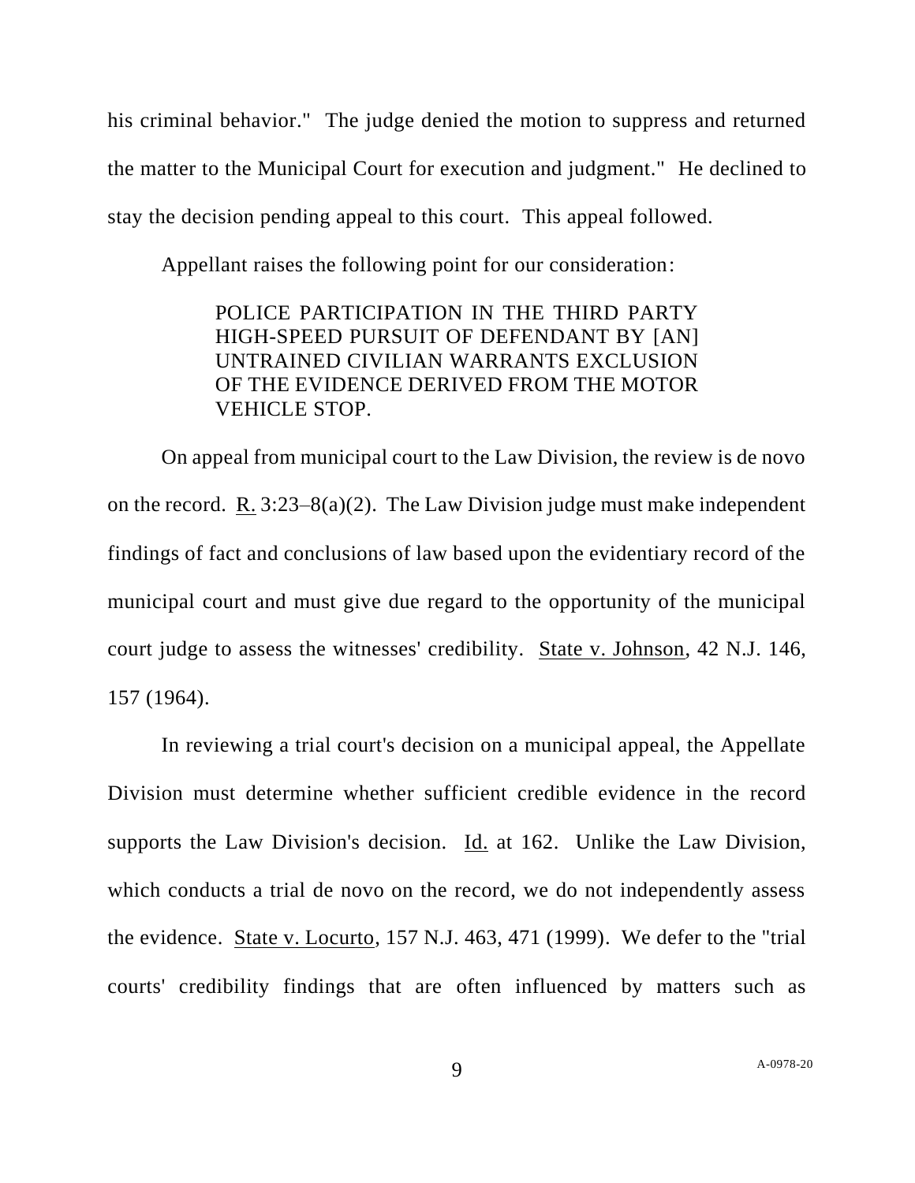his criminal behavior." The judge denied the motion to suppress and returned the matter to the Municipal Court for execution and judgment." He declined to stay the decision pending appeal to this court. This appeal followed.

Appellant raises the following point for our consideration:

> POLICE PARTICIPATION IN THE THIRD PARTY HIGH-SPEED PURSUIT OF DEFENDANT BY [AN] UNTRAINED CIVILIAN WARRANTS EXCLUSION OF THE EVIDENCE DERIVED FROM THE MOTOR VEHICLE STOP.

On appeal from municipal court to the Law Division, the review is de novo on the record. R. 3:23–8(a)(2). The Law Division judge must make independent findings of fact and conclusions of law based upon the evidentiary record of the municipal court and must give due regard to the opportunity of the municipal court judge to assess the witnesses' credibility. State v. Johnson, 42 N.J. 146, 157 (1964).

In reviewing a trial court's decision on a municipal appeal, the Appellate Division must determine whether sufficient credible evidence in the record supports the Law Division's decision. Id. at 162. Unlike the Law Division, which conducts a trial de novo on the record, we do not independently assess the evidence. State v. Locurto, 157 N.J. 463, 471 (1999). We defer to the "trial courts' credibility findings that are often influenced by matters such as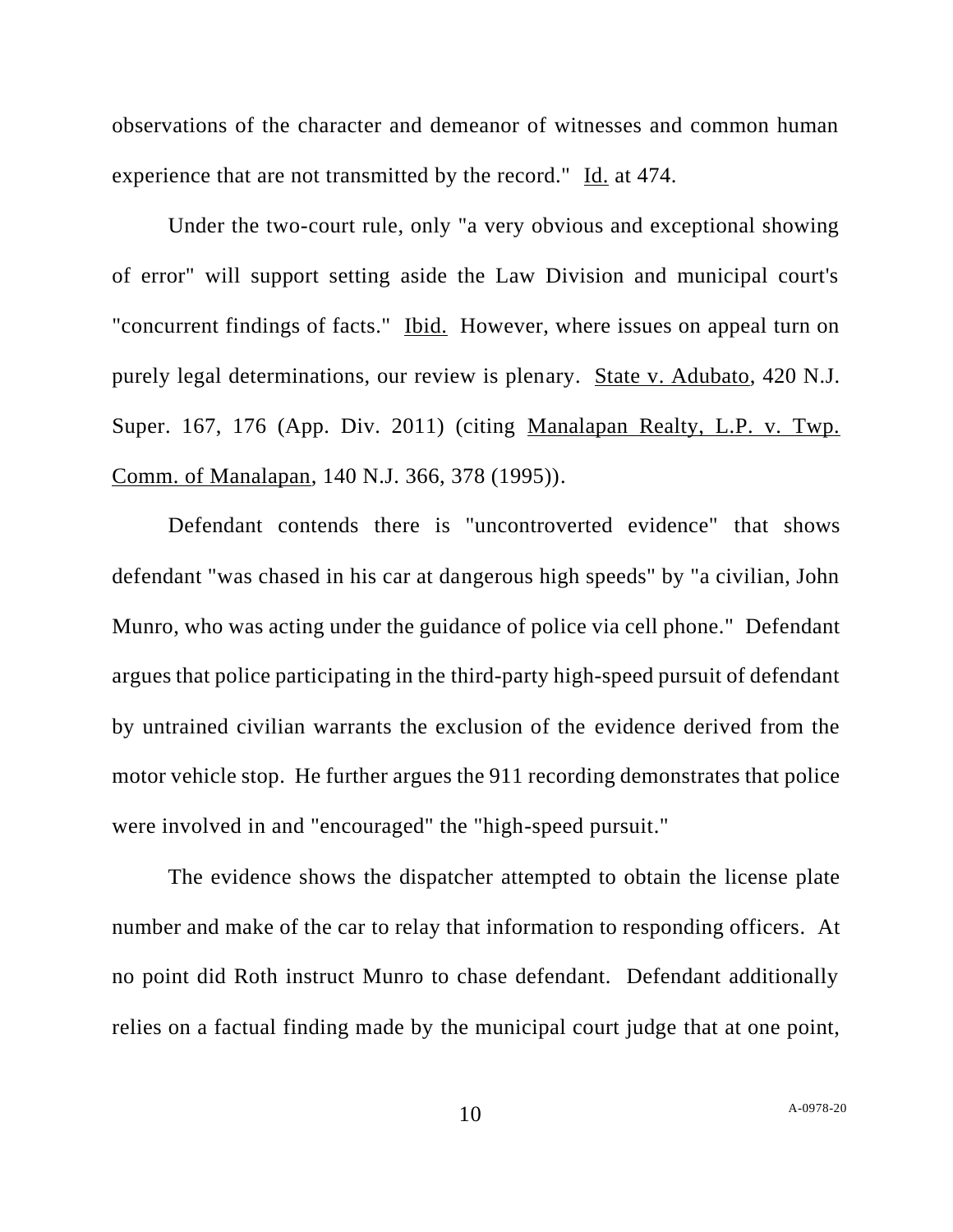observations of the character and demeanor of witnesses and common human experience that are not transmitted by the record." Id. at 474.

Under the two-court rule, only "a very obvious and exceptional showing of error" will support setting aside the Law Division and municipal court's "concurrent findings of facts." Ibid. However, where issues on appeal turn on purely legal determinations, our review is plenary. State v. Adubato, 420 N.J. Super. 167, 176 (App. Div. 2011) (citing Manalapan Realty, L.P. v. Twp. Comm. of Manalapan, 140 N.J. 366, 378 (1995)).

Defendant contends there is "uncontroverted evidence" that shows defendant "was chased in his car at dangerous high speeds" by "a civilian, John Munro, who was acting under the guidance of police via cell phone." Defendant argues that police participating in the third-party high-speed pursuit of defendant by untrained civilian warrants the exclusion of the evidence derived from the motor vehicle stop. He further argues the 911 recording demonstrates that police were involved in and "encouraged" the "high-speed pursuit."

The evidence shows the dispatcher attempted to obtain the license plate number and make of the car to relay that information to responding officers. At no point did Roth instruct Munro to chase defendant. Defendant additionally relies on a factual finding made by the municipal court judge that at one point,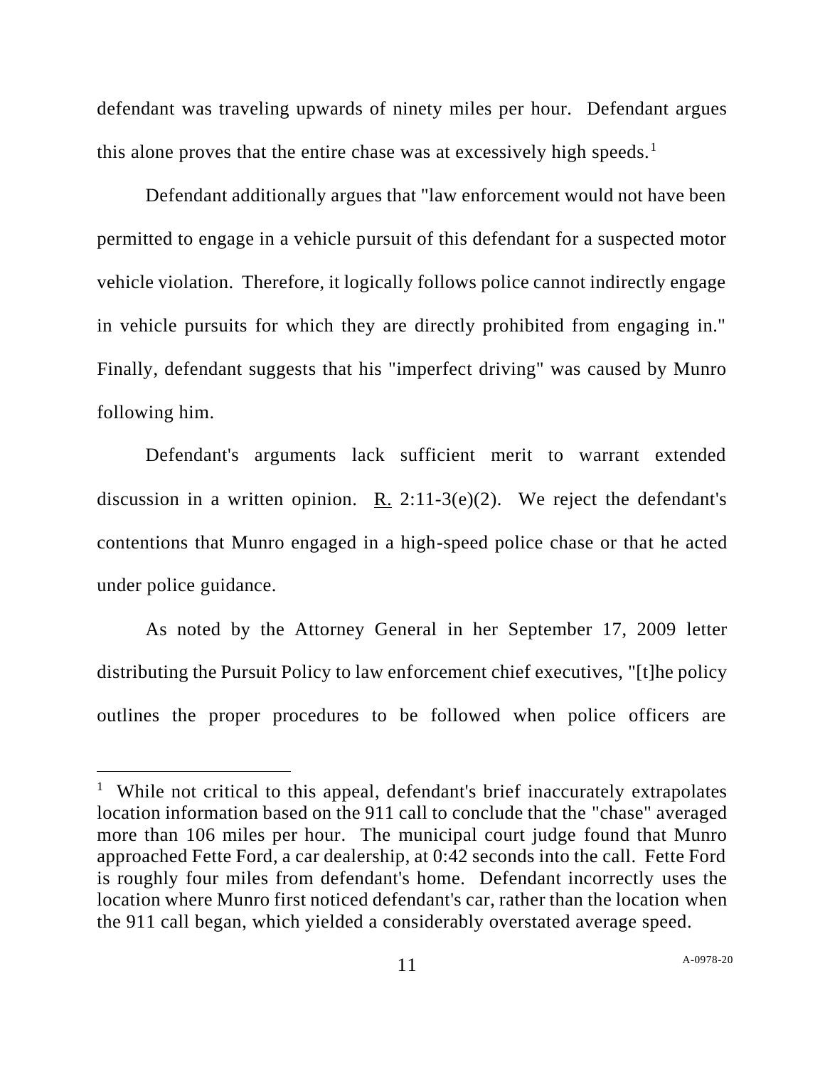defendant was traveling upwards of ninety miles per hour. Defendant argues this alone proves that the entire chase was at excessively high speeds.[1]

Defendant additionally argues that "law enforcement would not have been permitted to engage in a vehicle pursuit of this defendant for a suspected motor vehicle violation. Therefore, it logically follows police cannot indirectly engage in vehicle pursuits for which they are directly prohibited from engaging in." Finally, defendant suggests that his "imperfect driving" was caused by Munro following him.

Defendant's arguments lack sufficient merit to warrant extended discussion in a written opinion. R. 2:11-3(e)(2). We reject the defendant's contentions that Munro engaged in a high-speed police chase or that he acted under police guidance.

As noted by the Attorney General in her September 17, 2009 letter distributing the Pursuit Policy to law enforcement chief executives, "[t]he policy outlines the proper procedures to be followed when police officers are

---

[1] While not critical to this appeal, defendant's brief inaccurately extrapolates location information based on the 911 call to conclude that the "chase" averaged more than 106 miles per hour. The municipal court judge found that Munro approached Fette Ford, a car dealership, at 0:42 seconds into the call. Fette Ford is roughly four miles from defendant's home. Defendant incorrectly uses the location where Munro first noticed defendant's car, rather than the location when the 911 call began, which yielded a considerably overstated average speed.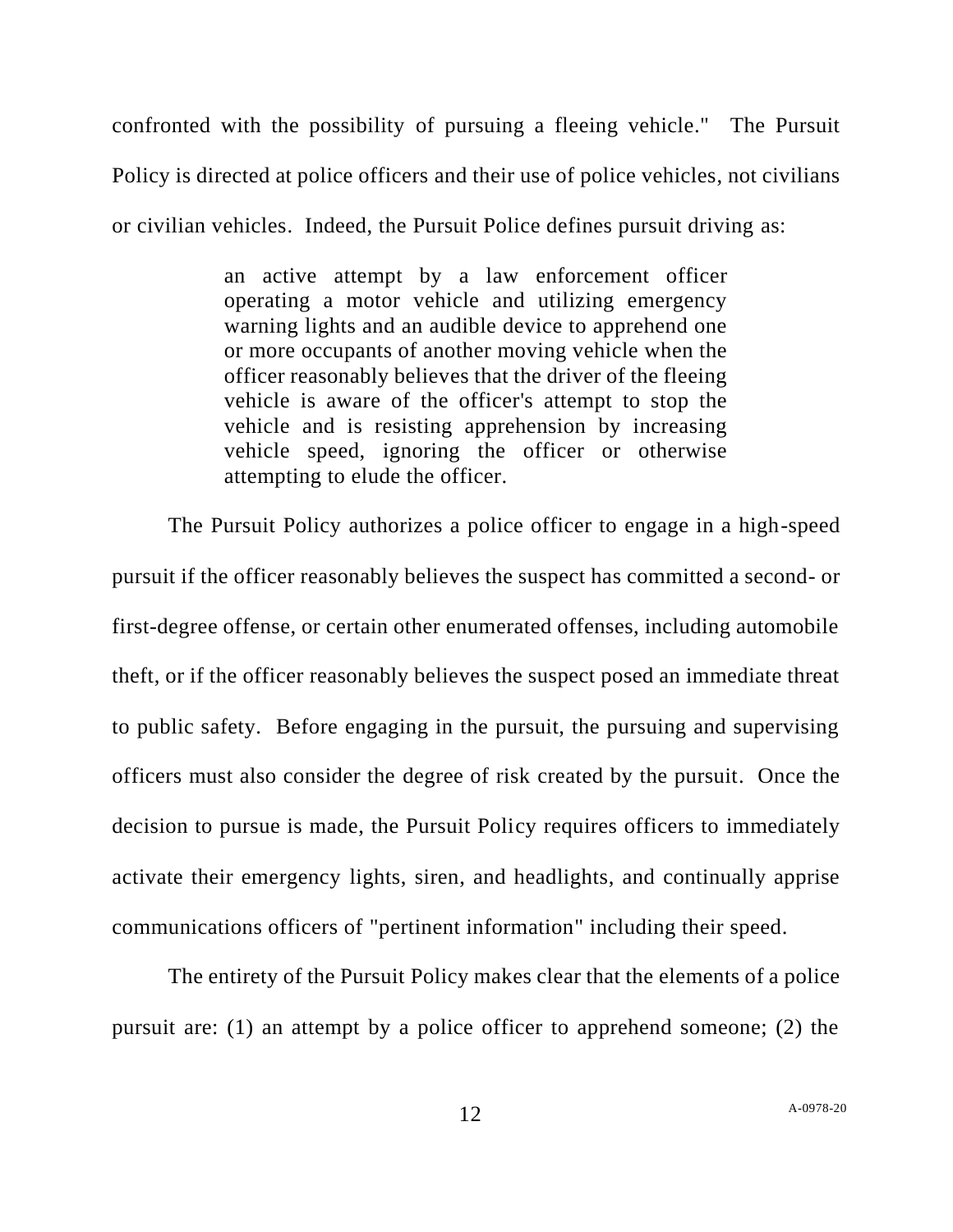confronted with the possibility of pursuing a fleeing vehicle." The Pursuit Policy is directed at police officers and their use of police vehicles, not civilians or civilian vehicles. Indeed, the Pursuit Police defines pursuit driving as:

> an active attempt by a law enforcement officer operating a motor vehicle and utilizing emergency warning lights and an audible device to apprehend one or more occupants of another moving vehicle when the officer reasonably believes that the driver of the fleeing vehicle is aware of the officer's attempt to stop the vehicle and is resisting apprehension by increasing vehicle speed, ignoring the officer or otherwise attempting to elude the officer.

The Pursuit Policy authorizes a police officer to engage in a high-speed pursuit if the officer reasonably believes the suspect has committed a second- or first-degree offense, or certain other enumerated offenses, including automobile theft, or if the officer reasonably believes the suspect posed an immediate threat to public safety. Before engaging in the pursuit, the pursuing and supervising officers must also consider the degree of risk created by the pursuit. Once the decision to pursue is made, the Pursuit Policy requires officers to immediately activate their emergency lights, siren, and headlights, and continually apprise communications officers of "pertinent information" including their speed.

The entirety of the Pursuit Policy makes clear that the elements of a police pursuit are: (1) an attempt by a police officer to apprehend someone; (2) the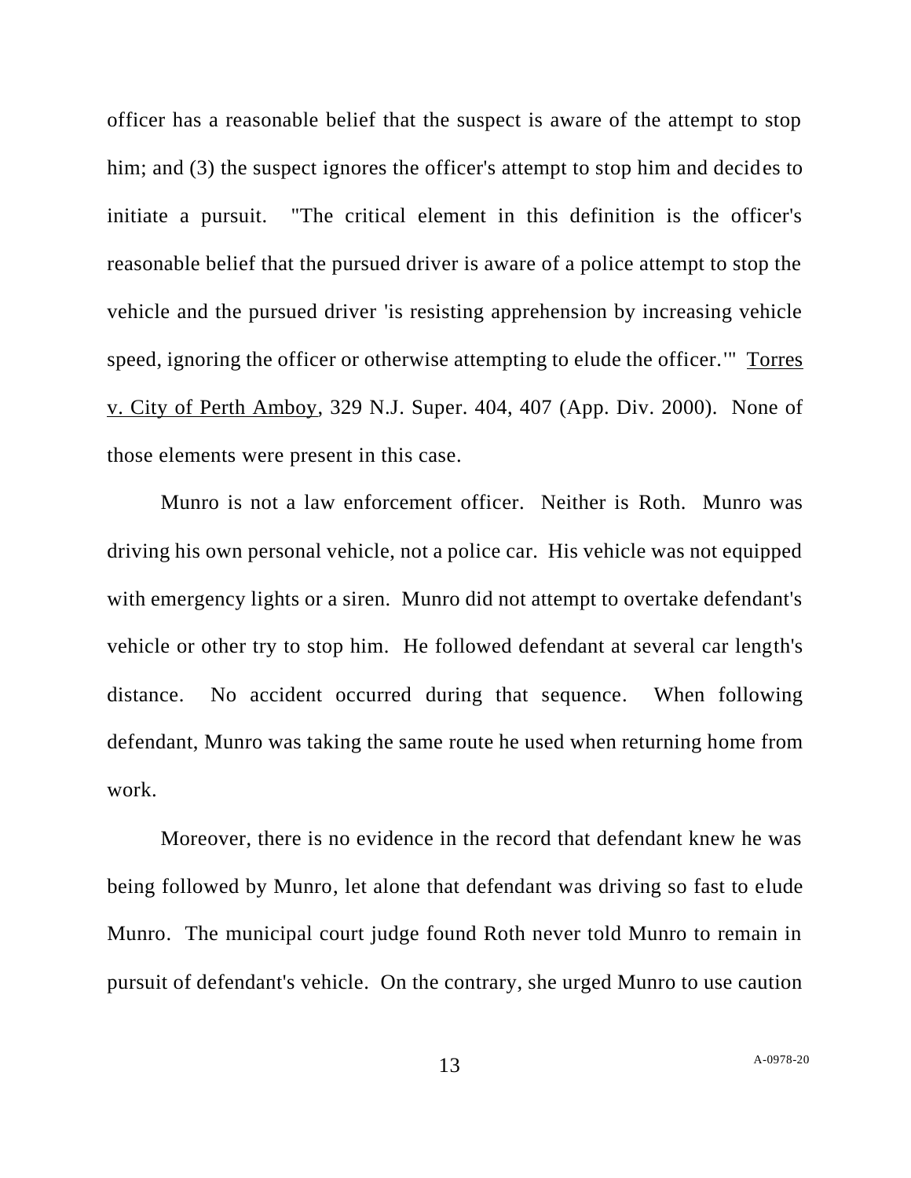officer has a reasonable belief that the suspect is aware of the attempt to stop him; and (3) the suspect ignores the officer's attempt to stop him and decides to initiate a pursuit. "The critical element in this definition is the officer's reasonable belief that the pursued driver is aware of a police attempt to stop the vehicle and the pursued driver 'is resisting apprehension by increasing vehicle speed, ignoring the officer or otherwise attempting to elude the officer.'" Torres v. City of Perth Amboy, 329 N.J. Super. 404, 407 (App. Div. 2000). None of those elements were present in this case.

Munro is not a law enforcement officer. Neither is Roth. Munro was driving his own personal vehicle, not a police car. His vehicle was not equipped with emergency lights or a siren. Munro did not attempt to overtake defendant's vehicle or other try to stop him. He followed defendant at several car length's distance. No accident occurred during that sequence. When following defendant, Munro was taking the same route he used when returning home from work.

Moreover, there is no evidence in the record that defendant knew he was being followed by Munro, let alone that defendant was driving so fast to elude Munro. The municipal court judge found Roth never told Munro to remain in pursuit of defendant's vehicle. On the contrary, she urged Munro to use caution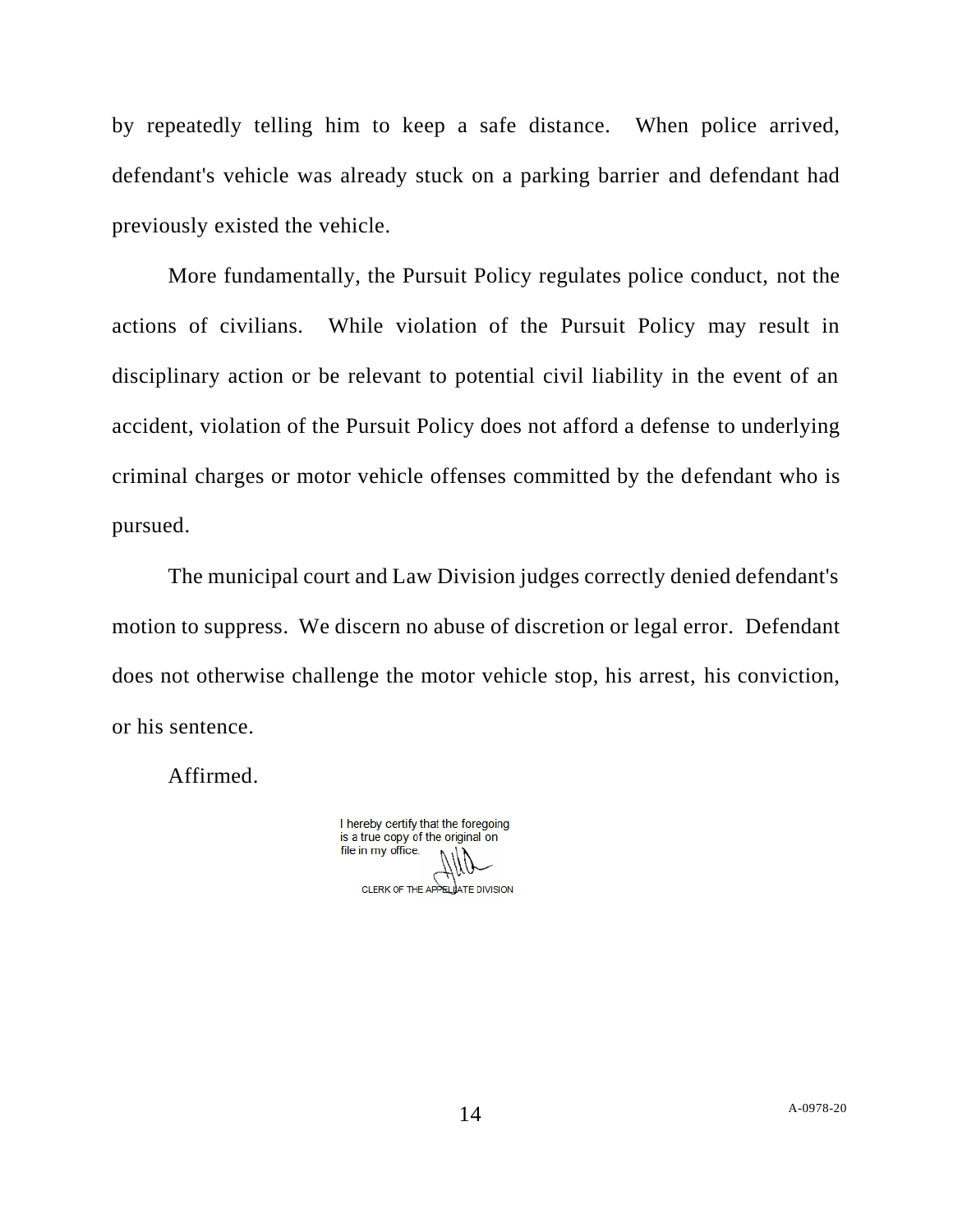by repeatedly telling him to keep a safe distance. When police arrived, defendant's vehicle was already stuck on a parking barrier and defendant had previously existed the vehicle.

More fundamentally, the Pursuit Policy regulates police conduct, not the actions of civilians. While violation of the Pursuit Policy may result in disciplinary action or be relevant to potential civil liability in the event of an accident, violation of the Pursuit Policy does not afford a defense to underlying criminal charges or motor vehicle offenses committed by the defendant who is pursued.

The municipal court and Law Division judges correctly denied defendant's motion to suppress. We discern no abuse of discretion or legal error. Defendant does not otherwise challenge the motor vehicle stop, his arrest, his conviction, or his sentence.

Affirmed.

I hereby certify that the foregoing is a true copy of the original on file in my office.

CLERK OF THE APPELLATE DIVISION